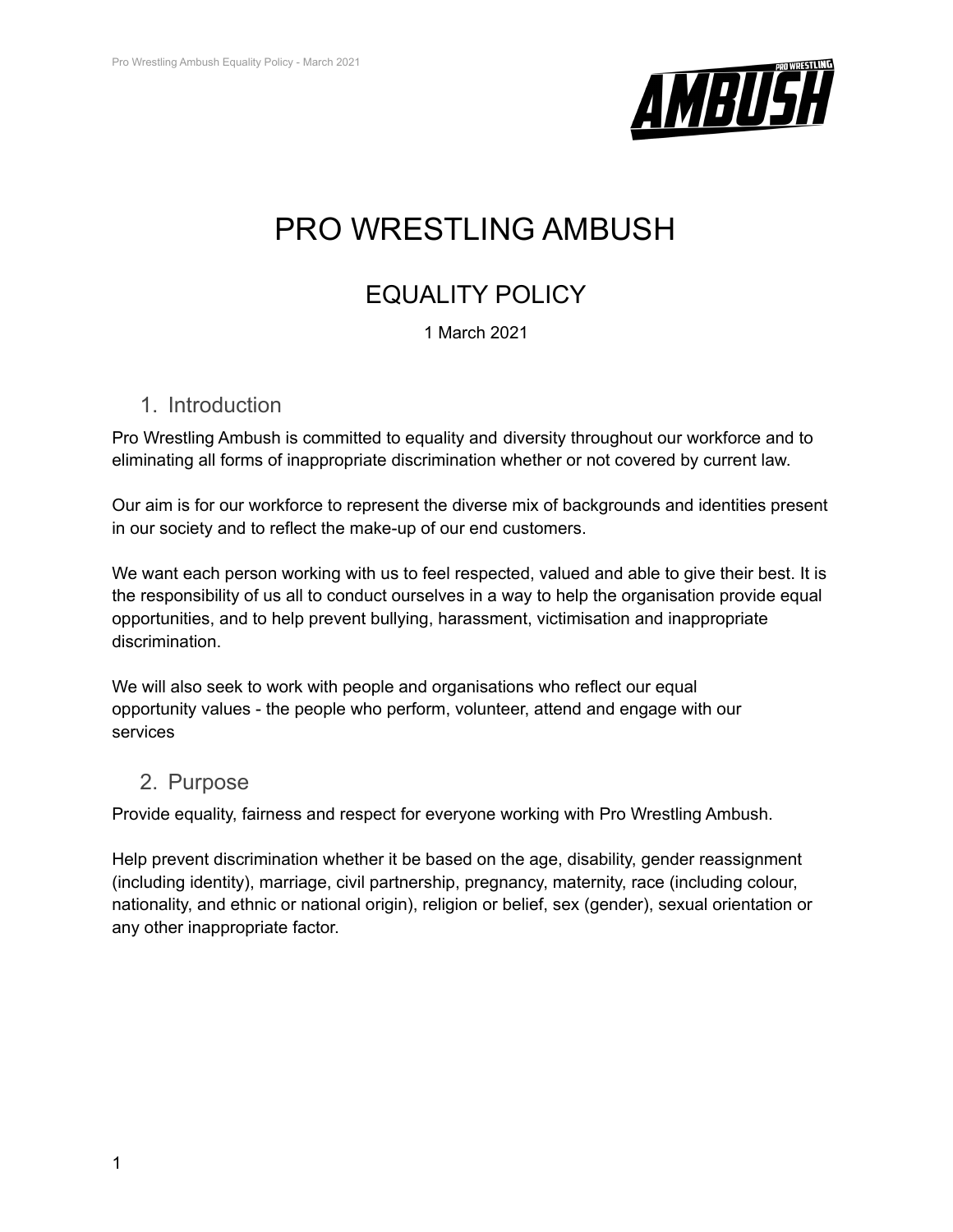# PRO WRESTLING AMBUSH

## EQUALITY POLICY

1 March 2021

### 1. Introduction

Pro Wrestling Ambush is committed to equality and diversity throughout our workforce and to eliminating all forms of inappropriate discrimination whether or not covered by current law.

Our aim is for our workforce to represent the diverse mix of backgrounds and identities present in our society and to reflect the make-up of our end customers.

We want each person working with us to feel respected, valued and able to give their best. It is the responsibility of us all to conduct ourselves in a way to help the organisation provide equal opportunities, and to help prevent bullying, harassment, victimisation and inappropriate discrimination.

We will also seek to work with people and organisations who reflect our equal opportunity values - the people who perform, volunteer, attend and engage with our services

### 2. Purpose

Provide equality, fairness and respect for everyone working with Pro Wrestling Ambush.

Help prevent discrimination whether it be based on the age, disability, gender reassignment (including identity), marriage, civil partnership, pregnancy, maternity, race (including colour, nationality, and ethnic or national origin), religion or belief, sex (gender), sexual orientation or any other inappropriate factor.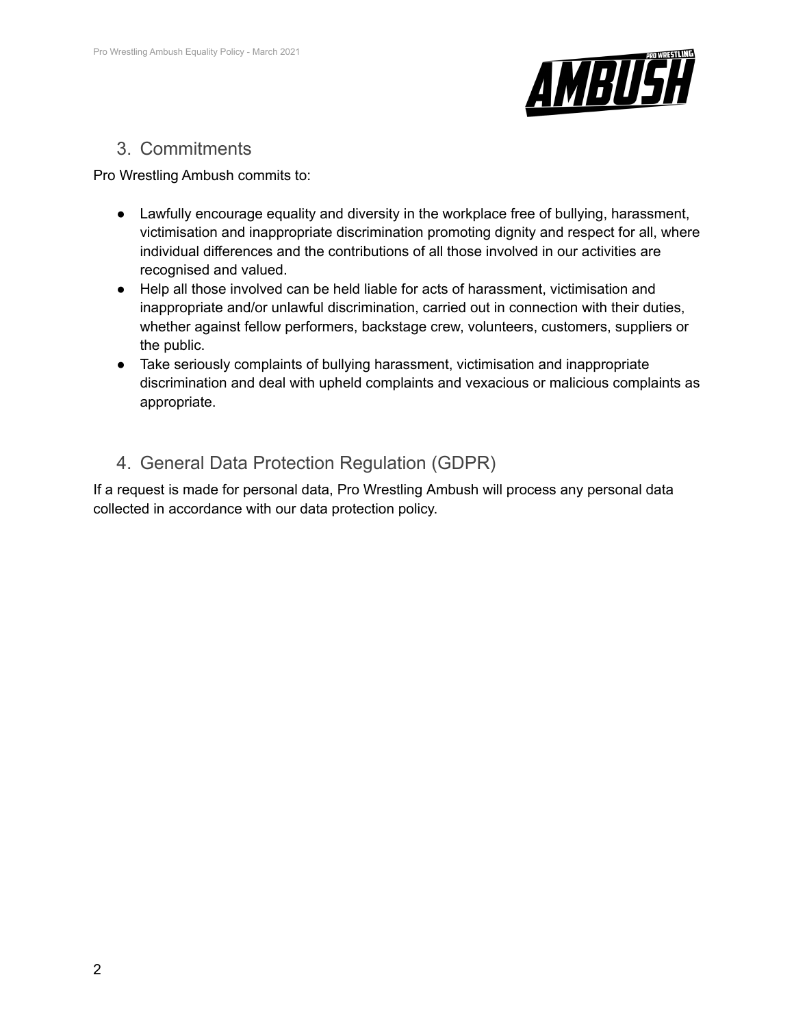## 3. Commitments

Pro Wrestling Ambush commits to:

- Lawfully encourage equality and diversity in the workplace free of bullying, harassment, victimisation and inappropriate discrimination promoting dignity and respect for all, where individual differences and the contributions of all those involved in our activities are recognised and valued.
- Help all those involved can be held liable for acts of harassment, victimisation and inappropriate and/or unlawful discrimination, carried out in connection with their duties, whether against fellow performers, backstage crew, volunteers, customers, suppliers or the public.
- Take seriously complaints of bullying harassment, victimisation and inappropriate discrimination and deal with upheld complaints and vexacious or malicious complaints as appropriate.

## 4. General Data Protection Regulation (GDPR)

If a request is made for personal data, Pro Wrestling Ambush will process any personal data collected in accordance with our data protection policy.